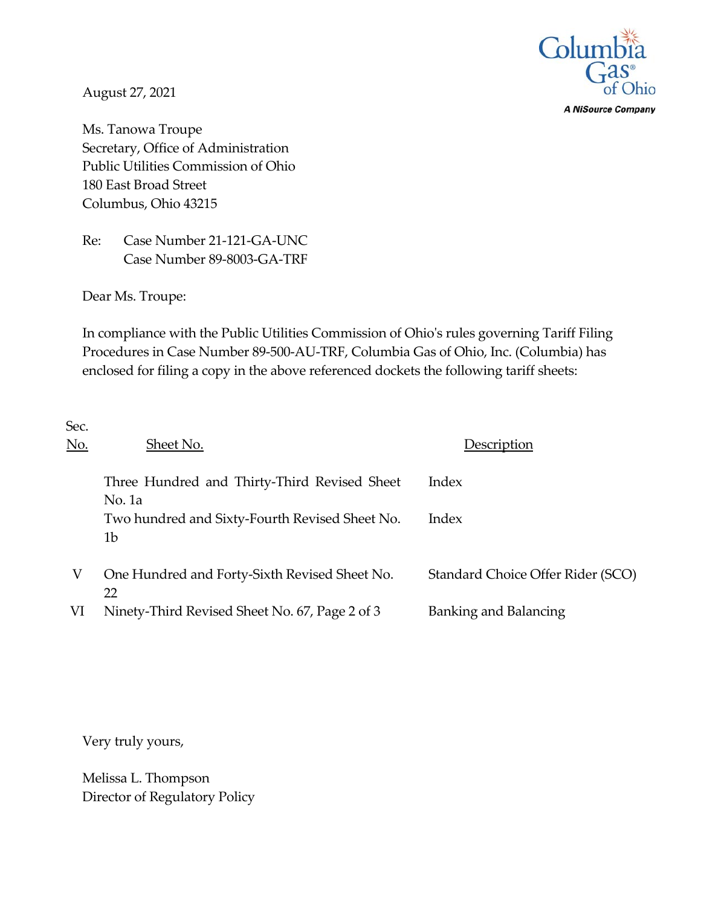Columbia Gas of Ohio
A NiSource Company

August 27, 2021

Ms. Tanowa Troupe
Secretary, Office of Administration
Public Utilities Commission of Ohio
180 East Broad Street
Columbus, Ohio 43215

Re: Case Number 21-121-GA-UNC
Case Number 89-8003-GA-TRF

Dear Ms. Troupe:

In compliance with the Public Utilities Commission of Ohio's rules governing Tariff Filing Procedures in Case Number 89-500-AU-TRF, Columbia Gas of Ohio, Inc. (Columbia) has enclosed for filing a copy in the above referenced dockets the following tariff sheets:

| Sec. No. | Sheet No. | Description |
|---|---|---|
| | Three Hundred and Thirty-Third Revised Sheet No. 1a | Index |
| | Two hundred and Sixty-Fourth Revised Sheet No. 1b | Index |
| V | One Hundred and Forty-Sixth Revised Sheet No. 22 | Standard Choice Offer Rider (SCO) |
| VI | Ninety-Third Revised Sheet No. 67, Page 2 of 3 | Banking and Balancing |

Very truly yours,

Melissa L. Thompson
Director of Regulatory Policy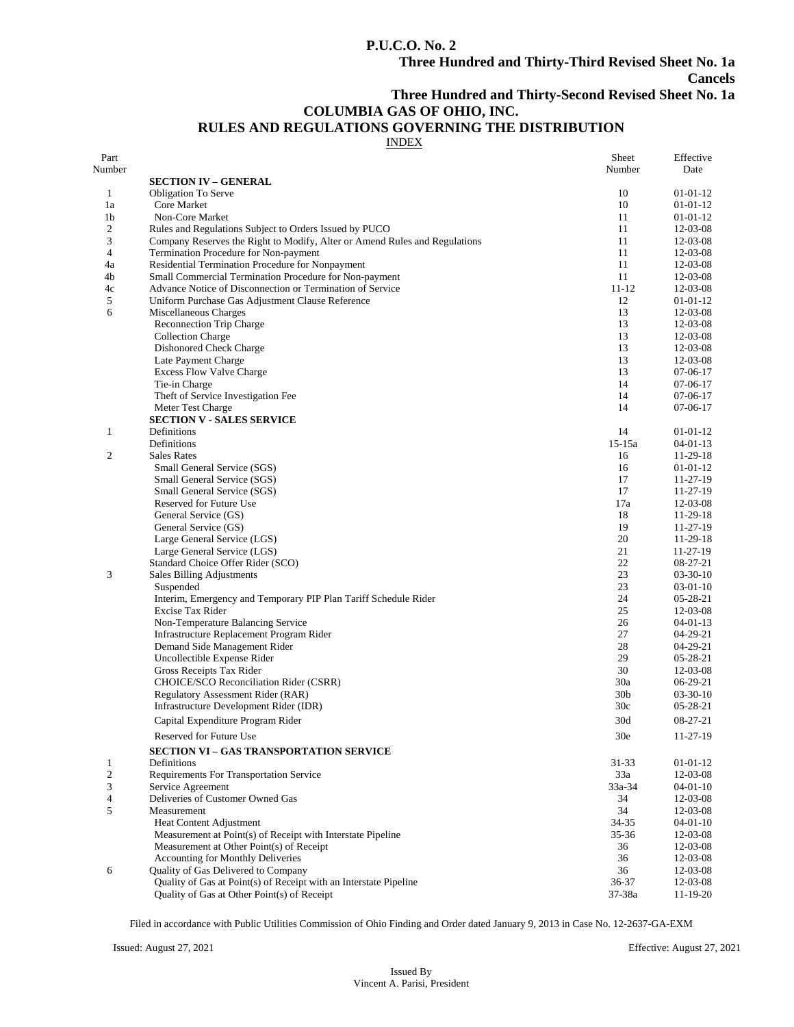**P.U.C.O. No. 2**

**Three Hundred and Thirty-Third Revised Sheet No. 1a**

**Cancels**

**Three Hundred and Thirty-Second Revised Sheet No. 1a**

# COLUMBIA GAS OF OHIO, INC.

## RULES AND REGULATIONS GOVERNING THE DISTRIBUTION

INDEX

| Part Number | | Sheet Number | Effective Date |
|---|---|---|---|
| | **SECTION IV – GENERAL** | | |
| 1 | Obligation To Serve | 10 | 01-01-12 |
| 1a | Core Market | 10 | 01-01-12 |
| 1b | Non-Core Market | 11 | 01-01-12 |
| 2 | Rules and Regulations Subject to Orders Issued by PUCO | 11 | 12-03-08 |
| 3 | Company Reserves the Right to Modify, Alter or Amend Rules and Regulations | 11 | 12-03-08 |
| 4 | Termination Procedure for Non-payment | 11 | 12-03-08 |
| 4a | Residential Termination Procedure for Nonpayment | 11 | 12-03-08 |
| 4b | Small Commercial Termination Procedure for Non-payment | 11 | 12-03-08 |
| 4c | Advance Notice of Disconnection or Termination of Service | 11-12 | 12-03-08 |
| 5 | Uniform Purchase Gas Adjustment Clause Reference | 12 | 01-01-12 |
| 6 | Miscellaneous Charges | 13 | 12-03-08 |
| | Reconnection Trip Charge | 13 | 12-03-08 |
| | Collection Charge | 13 | 12-03-08 |
| | Dishonored Check Charge | 13 | 12-03-08 |
| | Late Payment Charge | 13 | 12-03-08 |
| | Excess Flow Valve Charge | 13 | 07-06-17 |
| | Tie-in Charge | 14 | 07-06-17 |
| | Theft of Service Investigation Fee | 14 | 07-06-17 |
| | Meter Test Charge | 14 | 07-06-17 |
| | **SECTION V - SALES SERVICE** | | |
| 1 | Definitions | 14 | 01-01-12 |
| | Definitions | 15-15a | 04-01-13 |
| 2 | Sales Rates | 16 | 11-29-18 |
| | Small General Service (SGS) | 16 | 01-01-12 |
| | Small General Service (SGS) | 17 | 11-27-19 |
| | Small General Service (SGS) | 17 | 11-27-19 |
| | Reserved for Future Use | 17a | 12-03-08 |
| | General Service (GS) | 18 | 11-29-18 |
| | General Service (GS) | 19 | 11-27-19 |
| | Large General Service (LGS) | 20 | 11-29-18 |
| | Large General Service (LGS) | 21 | 11-27-19 |
| | Standard Choice Offer Rider (SCO) | 22 | 08-27-21 |
| 3 | Sales Billing Adjustments | 23 | 03-30-10 |
| | Suspended | 23 | 03-01-10 |
| | Interim, Emergency and Temporary PIP Plan Tariff Schedule Rider | 24 | 05-28-21 |
| | Excise Tax Rider | 25 | 12-03-08 |
| | Non-Temperature Balancing Service | 26 | 04-01-13 |
| | Infrastructure Replacement Program Rider | 27 | 04-29-21 |
| | Demand Side Management Rider | 28 | 04-29-21 |
| | Uncollectible Expense Rider | 29 | 05-28-21 |
| | Gross Receipts Tax Rider | 30 | 12-03-08 |
| | CHOICE/SCO Reconciliation Rider (CSRR) | 30a | 06-29-21 |
| | Regulatory Assessment Rider (RAR) | 30b | 03-30-10 |
| | Infrastructure Development Rider (IDR) | 30c | 05-28-21 |
| | Capital Expenditure Program Rider | 30d | 08-27-21 |
| | Reserved for Future Use | 30e | 11-27-19 |
| | **SECTION VI – GAS TRANSPORTATION SERVICE** | | |
| 1 | Definitions | 31-33 | 01-01-12 |
| 2 | Requirements For Transportation Service | 33a | 12-03-08 |
| 3 | Service Agreement | 33a-34 | 04-01-10 |
| 4 | Deliveries of Customer Owned Gas | 34 | 12-03-08 |
| 5 | Measurement | 34 | 12-03-08 |
| | Heat Content Adjustment | 34-35 | 04-01-10 |
| | Measurement at Point(s) of Receipt with Interstate Pipeline | 35-36 | 12-03-08 |
| | Measurement at Other Point(s) of Receipt | 36 | 12-03-08 |
| | Accounting for Monthly Deliveries | 36 | 12-03-08 |
| 6 | Quality of Gas Delivered to Company | 36 | 12-03-08 |
| | Quality of Gas at Point(s) of Receipt with an Interstate Pipeline | 36-37 | 12-03-08 |
| | Quality of Gas at Other Point(s) of Receipt | 37-38a | 11-19-20 |

Filed in accordance with Public Utilities Commission of Ohio Finding and Order dated January 9, 2013 in Case No. 12-2637-GA-EXM

Issued: August 27, 2021 Effective: August 27, 2021

Issued By
Vincent A. Parisi, President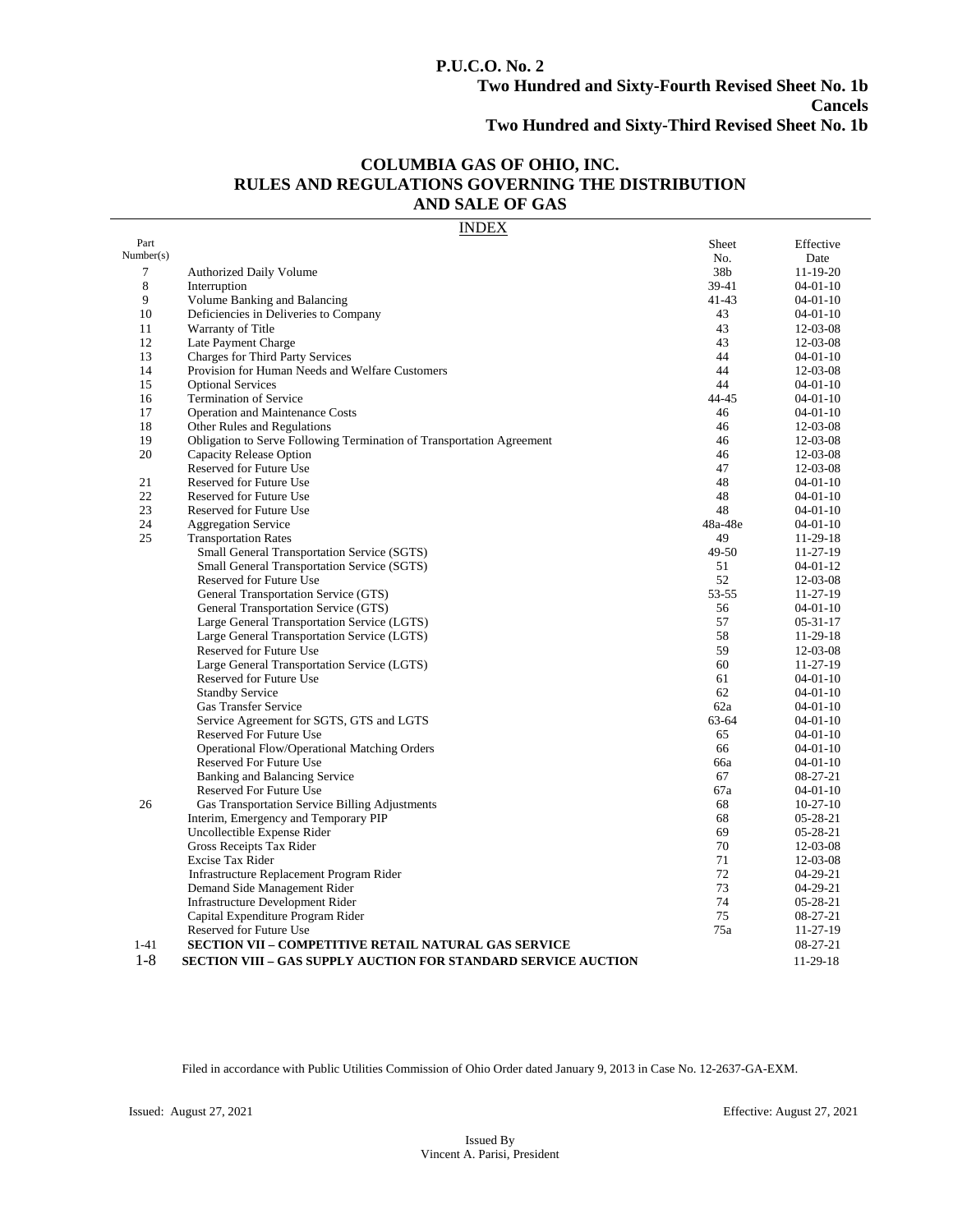**P.U.C.O. No. 2**
**Two Hundred and Sixty-Fourth Revised Sheet No. 1b**
**Cancels**
**Two Hundred and Sixty-Third Revised Sheet No. 1b**

## COLUMBIA GAS OF OHIO, INC.
## RULES AND REGULATIONS GOVERNING THE DISTRIBUTION AND SALE OF GAS

INDEX

| Part Number(s) | | Sheet No. | Effective Date |
|---|---|---|---|
| 7 | Authorized Daily Volume | 38b | 11-19-20 |
| 8 | Interruption | 39-41 | 04-01-10 |
| 9 | Volume Banking and Balancing | 41-43 | 04-01-10 |
| 10 | Deficiencies in Deliveries to Company | 43 | 04-01-10 |
| 11 | Warranty of Title | 43 | 12-03-08 |
| 12 | Late Payment Charge | 43 | 12-03-08 |
| 13 | Charges for Third Party Services | 44 | 04-01-10 |
| 14 | Provision for Human Needs and Welfare Customers | 44 | 12-03-08 |
| 15 | Optional Services | 44 | 04-01-10 |
| 16 | Termination of Service | 44-45 | 04-01-10 |
| 17 | Operation and Maintenance Costs | 46 | 04-01-10 |
| 18 | Other Rules and Regulations | 46 | 12-03-08 |
| 19 | Obligation to Serve Following Termination of Transportation Agreement | 46 | 12-03-08 |
| 20 | Capacity Release Option | 46 | 12-03-08 |
| | Reserved for Future Use | 47 | 12-03-08 |
| 21 | Reserved for Future Use | 48 | 04-01-10 |
| 22 | Reserved for Future Use | 48 | 04-01-10 |
| 23 | Reserved for Future Use | 48 | 04-01-10 |
| 24 | Aggregation Service | 48a-48e | 04-01-10 |
| 25 | Transportation Rates | 49 | 11-29-18 |
| | Small General Transportation Service (SGTS) | 49-50 | 11-27-19 |
| | Small General Transportation Service (SGTS) | 51 | 04-01-12 |
| | Reserved for Future Use | 52 | 12-03-08 |
| | General Transportation Service (GTS) | 53-55 | 11-27-19 |
| | General Transportation Service (GTS) | 56 | 04-01-10 |
| | Large General Transportation Service (LGTS) | 57 | 05-31-17 |
| | Large General Transportation Service (LGTS) | 58 | 11-29-18 |
| | Reserved for Future Use | 59 | 12-03-08 |
| | Large General Transportation Service (LGTS) | 60 | 11-27-19 |
| | Reserved for Future Use | 61 | 04-01-10 |
| | Standby Service | 62 | 04-01-10 |
| | Gas Transfer Service | 62a | 04-01-10 |
| | Service Agreement for SGTS, GTS and LGTS | 63-64 | 04-01-10 |
| | Reserved For Future Use | 65 | 04-01-10 |
| | Operational Flow/Operational Matching Orders | 66 | 04-01-10 |
| | Reserved For Future Use | 66a | 04-01-10 |
| | Banking and Balancing Service | 67 | 08-27-21 |
| | Reserved For Future Use | 67a | 04-01-10 |
| 26 | Gas Transportation Service Billing Adjustments | 68 | 10-27-10 |
| | Interim, Emergency and Temporary PIP | 68 | 05-28-21 |
| | Uncollectible Expense Rider | 69 | 05-28-21 |
| | Gross Receipts Tax Rider | 70 | 12-03-08 |
| | Excise Tax Rider | 71 | 12-03-08 |
| | Infrastructure Replacement Program Rider | 72 | 04-29-21 |
| | Demand Side Management Rider | 73 | 04-29-21 |
| | Infrastructure Development Rider | 74 | 05-28-21 |
| | Capital Expenditure Program Rider | 75 | 08-27-21 |
| | Reserved for Future Use | 75a | 11-27-19 |
| 1-41 | **SECTION VII – COMPETITIVE RETAIL NATURAL GAS SERVICE** | | 08-27-21 |
| 1-8 | **SECTION VIII – GAS SUPPLY AUCTION FOR STANDARD SERVICE AUCTION** | | 11-29-18 |

Filed in accordance with Public Utilities Commission of Ohio Order dated January 9, 2013 in Case No. 12-2637-GA-EXM.

Issued: August 27, 2021

Effective: August 27, 2021

Issued By
Vincent A. Parisi, President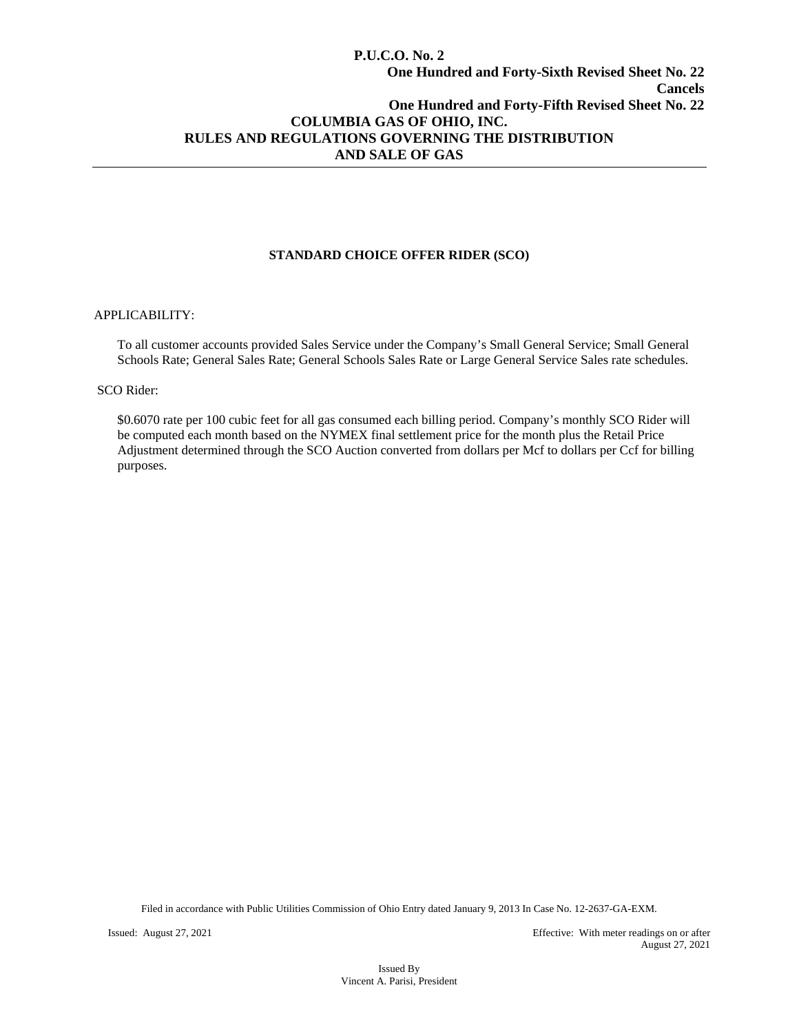**P.U.C.O. No. 2**
**One Hundred and Forty-Sixth Revised Sheet No. 22**
**Cancels**
**One Hundred and Forty-Fifth Revised Sheet No. 22**

**COLUMBIA GAS OF OHIO, INC.**
**RULES AND REGULATIONS GOVERNING THE DISTRIBUTION AND SALE OF GAS**

---

## STANDARD CHOICE OFFER RIDER (SCO)

APPLICABILITY:

To all customer accounts provided Sales Service under the Company's Small General Service; Small General Schools Rate; General Sales Rate; General Schools Sales Rate or Large General Service Sales rate schedules.

SCO Rider:

$0.6070 rate per 100 cubic feet for all gas consumed each billing period. Company's monthly SCO Rider will be computed each month based on the NYMEX final settlement price for the month plus the Retail Price Adjustment determined through the SCO Auction converted from dollars per Mcf to dollars per Ccf for billing purposes.

Filed in accordance with Public Utilities Commission of Ohio Entry dated January 9, 2013 In Case No. 12-2637-GA-EXM.

Issued: August 27, 2021

Effective: With meter readings on or after August 27, 2021

Issued By
Vincent A. Parisi, President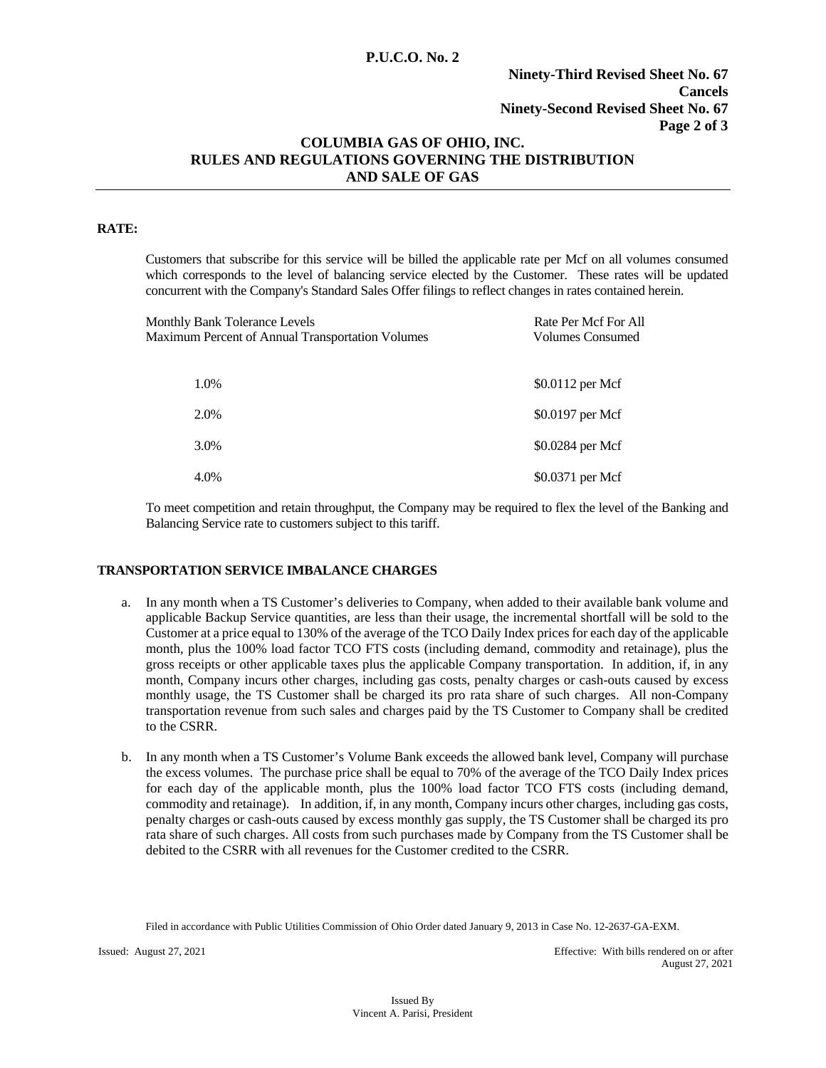**P.U.C.O. No. 2**

**Ninety-Third Revised Sheet No. 67**
**Cancels**
**Ninety-Second Revised Sheet No. 67**

**COLUMBIA GAS OF OHIO, INC.**
**RULES AND REGULATIONS GOVERNING THE DISTRIBUTION AND SALE OF GAS**

**RATE:**

Customers that subscribe for this service will be billed the applicable rate per Mcf on all volumes consumed which corresponds to the level of balancing service elected by the Customer. These rates will be updated concurrent with the Company's Standard Sales Offer filings to reflect changes in rates contained herein.

| Monthly Bank Tolerance Levels Maximum Percent of Annual Transportation Volumes | Rate Per Mcf For All Volumes Consumed |
|---|---|
| 1.0% | $0.0112 per Mcf |
| 2.0% | $0.0197 per Mcf |
| 3.0% | $0.0284 per Mcf |
| 4.0% | $0.0371 per Mcf |

To meet competition and retain throughput, the Company may be required to flex the level of the Banking and Balancing Service rate to customers subject to this tariff.

**TRANSPORTATION SERVICE IMBALANCE CHARGES**

a. In any month when a TS Customer's deliveries to Company, when added to their available bank volume and applicable Backup Service quantities, are less than their usage, the incremental shortfall will be sold to the Customer at a price equal to 130% of the average of the TCO Daily Index prices for each day of the applicable month, plus the 100% load factor TCO FTS costs (including demand, commodity and retainage), plus the gross receipts or other applicable taxes plus the applicable Company transportation. In addition, if, in any month, Company incurs other charges, including gas costs, penalty charges or cash-outs caused by excess monthly usage, the TS Customer shall be charged its pro rata share of such charges. All non-Company transportation revenue from such sales and charges paid by the TS Customer to Company shall be credited to the CSRR.

b. In any month when a TS Customer's Volume Bank exceeds the allowed bank level, Company will purchase the excess volumes. The purchase price shall be equal to 70% of the average of the TCO Daily Index prices for each day of the applicable month, plus the 100% load factor TCO FTS costs (including demand, commodity and retainage). In addition, if, in any month, Company incurs other charges, including gas costs, penalty charges or cash-outs caused by excess monthly gas supply, the TS Customer shall be charged its pro rata share of such charges. All costs from such purchases made by Company from the TS Customer shall be debited to the CSRR with all revenues for the Customer credited to the CSRR.

Filed in accordance with Public Utilities Commission of Ohio Order dated January 9, 2013 in Case No. 12-2637-GA-EXM.

Issued: August 27, 2021

Effective: With bills rendered on or after August 27, 2021

Issued By
Vincent A. Parisi, President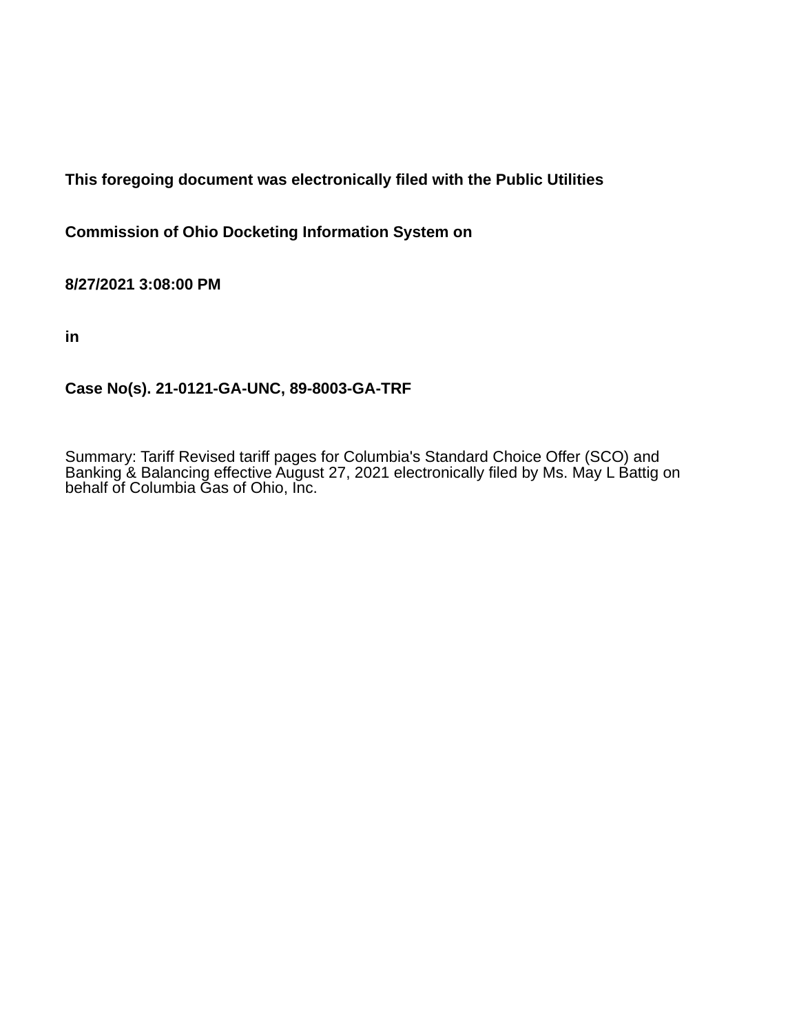**This foregoing document was electronically filed with the Public Utilities**

**Commission of Ohio Docketing Information System on**

**8/27/2021 3:08:00 PM**

**in**

**Case No(s). 21-0121-GA-UNC, 89-8003-GA-TRF**

Summary: Tariff Revised tariff pages for Columbia's Standard Choice Offer (SCO) and Banking & Balancing effective August 27, 2021 electronically filed by Ms. May L Battig on behalf of Columbia Gas of Ohio, Inc.